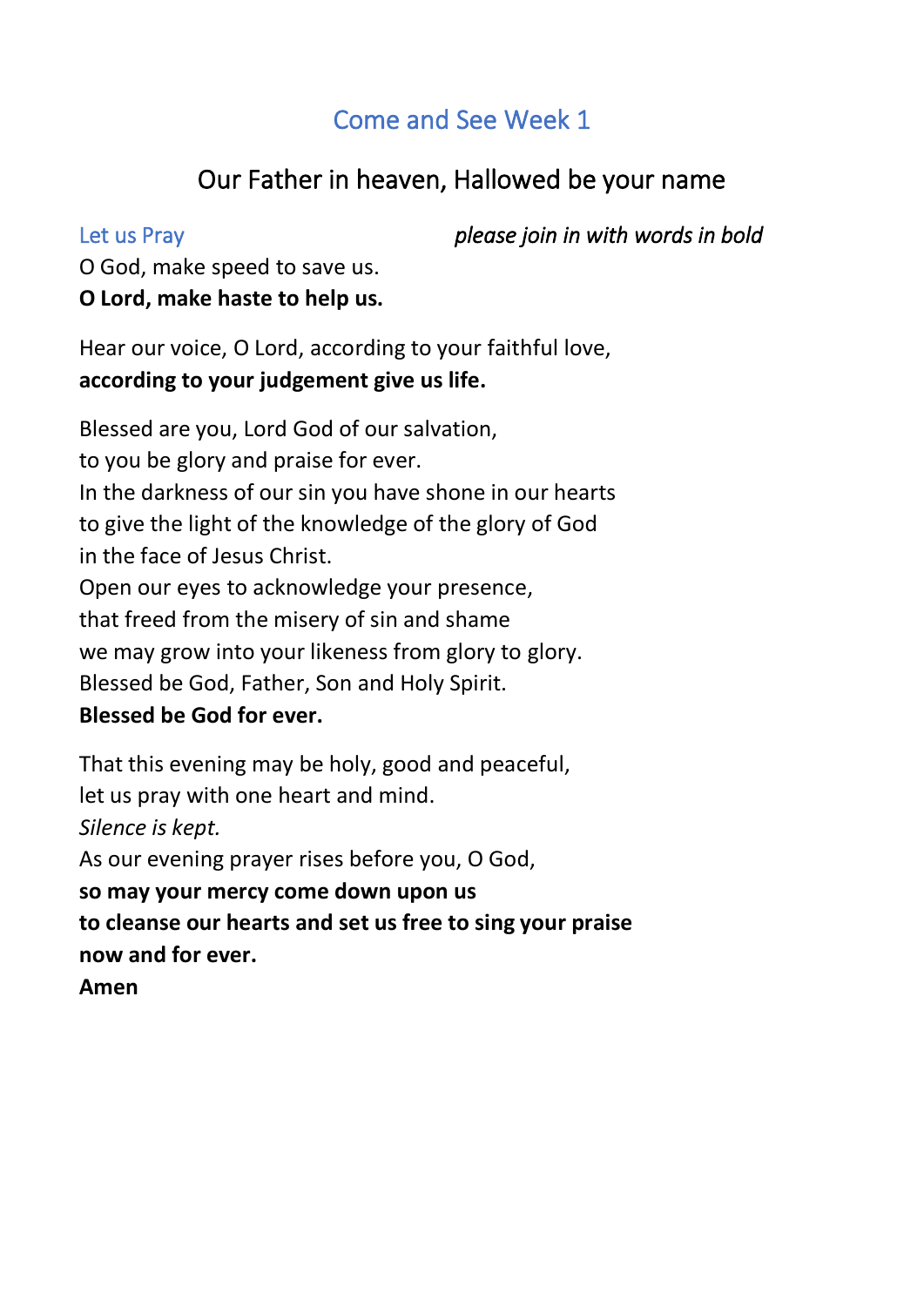# Come and See Week 1

## Our Father in heaven, Hallowed be your name

Let us Pray *please join in with words in bold*

O God, make speed to save us.
**O Lord, make haste to help us.**

Hear our voice, O Lord, according to your faithful love,
**according to your judgement give us life.**

Blessed are you, Lord God of our salvation,
to you be glory and praise for ever.
In the darkness of our sin you have shone in our hearts
to give the light of the knowledge of the glory of God
in the face of Jesus Christ.
Open our eyes to acknowledge your presence,
that freed from the misery of sin and shame
we may grow into your likeness from glory to glory.
Blessed be God, Father, Son and Holy Spirit.
**Blessed be God for ever.**

That this evening may be holy, good and peaceful,
let us pray with one heart and mind.
*Silence is kept.*
As our evening prayer rises before you, O God,
**so may your mercy come down upon us**
**to cleanse our hearts and set us free to sing your praise**
**now and for ever.**
**Amen**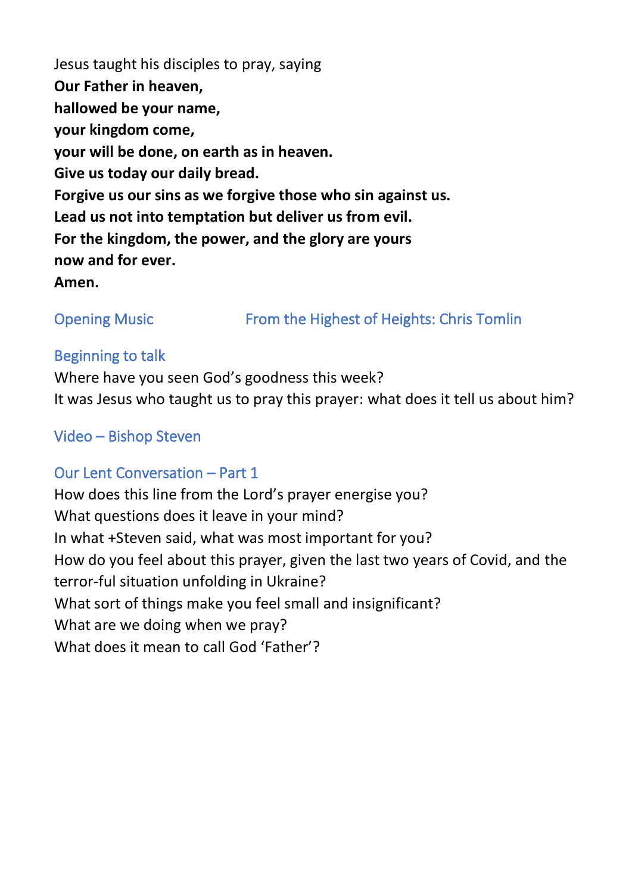Jesus taught his disciples to pray, saying

**Our Father in heaven,**  
**hallowed be your name,**  
**your kingdom come,**  
**your will be done, on earth as in heaven.**  
**Give us today our daily bread.**  
**Forgive us our sins as we forgive those who sin against us.**  
**Lead us not into temptation but deliver us from evil.**  
**For the kingdom, the power, and the glory are yours**  
**now and for ever.**  
**Amen.**

## Opening Music    From the Highest of Heights: Chris Tomlin

## Beginning to talk

Where have you seen God's goodness this week?  
It was Jesus who taught us to pray this prayer: what does it tell us about him?

## Video – Bishop Steven

## Our Lent Conversation – Part 1

How does this line from the Lord's prayer energise you?  
What questions does it leave in your mind?  
In what +Steven said, what was most important for you?  
How do you feel about this prayer, given the last two years of Covid, and the terror-ful situation unfolding in Ukraine?  
What sort of things make you feel small and insignificant?  
What are we doing when we pray?  
What does it mean to call God 'Father'?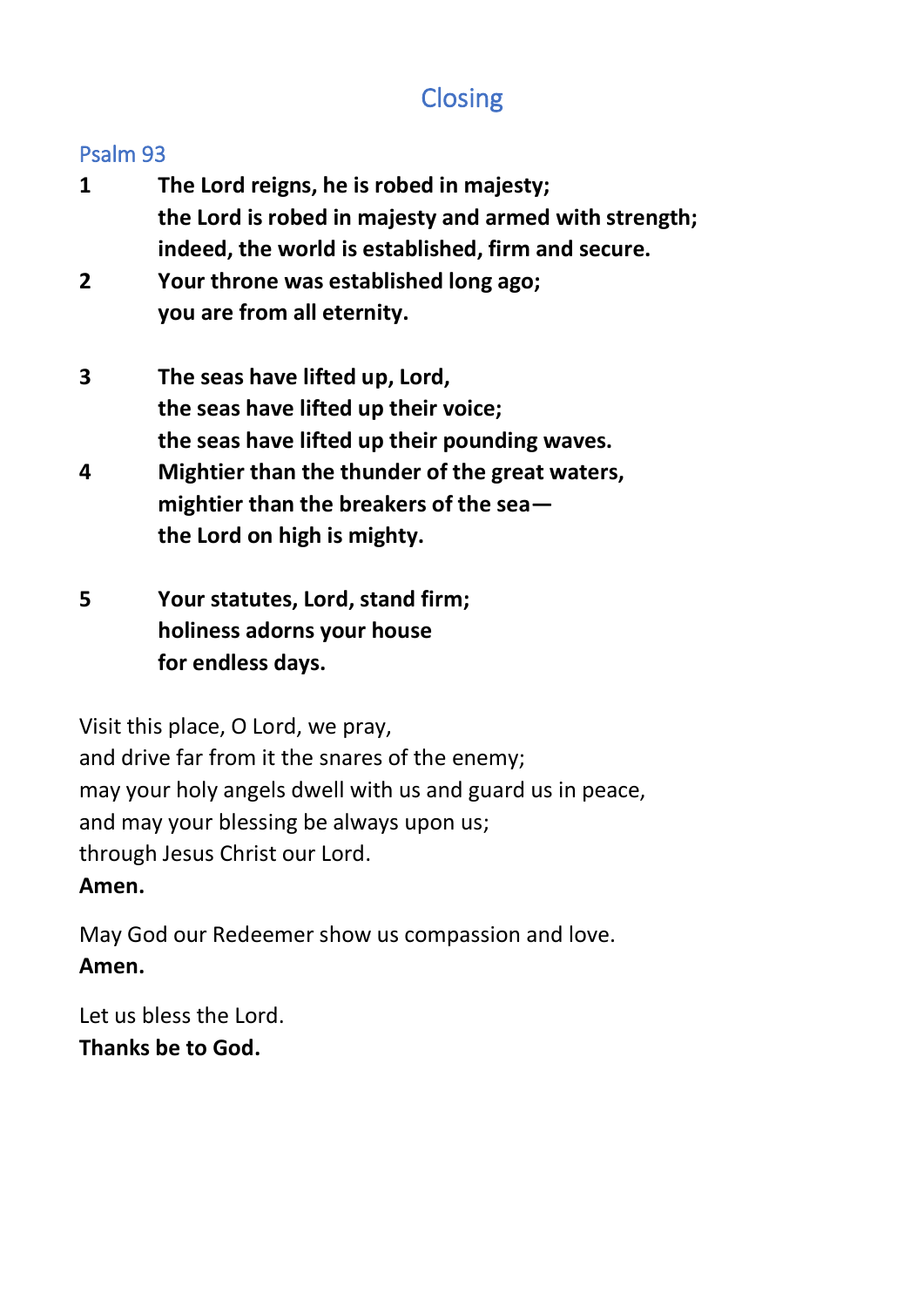## Closing

### Psalm 93

**1** **The Lord reigns, he is robed in majesty;**
**the Lord is robed in majesty and armed with strength;**
**indeed, the world is established, firm and secure.**

**2** **Your throne was established long ago;**
**you are from all eternity.**

**3** **The seas have lifted up, Lord,**
**the seas have lifted up their voice;**
**the seas have lifted up their pounding waves.**

**4** **Mightier than the thunder of the great waters,**
**mightier than the breakers of the sea—**
**the Lord on high is mighty.**

**5** **Your statutes, Lord, stand firm;**
**holiness adorns your house**
**for endless days.**

Visit this place, O Lord, we pray,
and drive far from it the snares of the enemy;
may your holy angels dwell with us and guard us in peace,
and may your blessing be always upon us;
through Jesus Christ our Lord.
**Amen.**

May God our Redeemer show us compassion and love.
**Amen.**

Let us bless the Lord.
**Thanks be to God.**